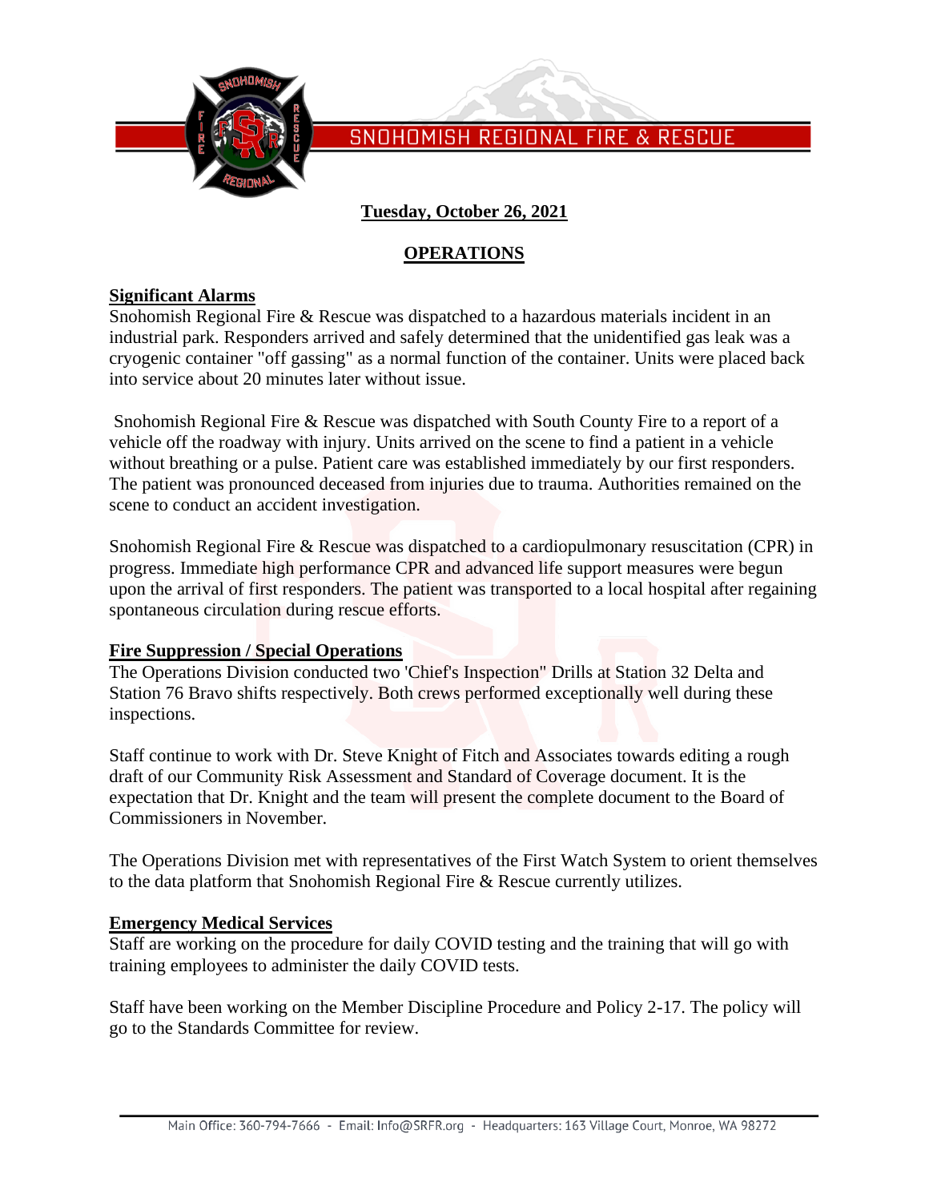# SNOHOMISH REGIONAL FIRE & RESCUE

**Tuesday, October 26, 2021**

## OPERATIONS

### Significant Alarms

Snohomish Regional Fire & Rescue was dispatched to a hazardous materials incident in an industrial park. Responders arrived and safely determined that the unidentified gas leak was a cryogenic container "off gassing" as a normal function of the container. Units were placed back into service about 20 minutes later without issue.

Snohomish Regional Fire & Rescue was dispatched with South County Fire to a report of a vehicle off the roadway with injury. Units arrived on the scene to find a patient in a vehicle without breathing or a pulse. Patient care was established immediately by our first responders. The patient was pronounced deceased from injuries due to trauma. Authorities remained on the scene to conduct an accident investigation.

Snohomish Regional Fire & Rescue was dispatched to a cardiopulmonary resuscitation (CPR) in progress. Immediate high performance CPR and advanced life support measures were begun upon the arrival of first responders. The patient was transported to a local hospital after regaining spontaneous circulation during rescue efforts.

### Fire Suppression / Special Operations

The Operations Division conducted two 'Chief's Inspection" Drills at Station 32 Delta and Station 76 Bravo shifts respectively. Both crews performed exceptionally well during these inspections.

Staff continue to work with Dr. Steve Knight of Fitch and Associates towards editing a rough draft of our Community Risk Assessment and Standard of Coverage document. It is the expectation that Dr. Knight and the team will present the complete document to the Board of Commissioners in November.

The Operations Division met with representatives of the First Watch System to orient themselves to the data platform that Snohomish Regional Fire & Rescue currently utilizes.

### Emergency Medical Services

Staff are working on the procedure for daily COVID testing and the training that will go with training employees to administer the daily COVID tests.

Staff have been working on the Member Discipline Procedure and Policy 2-17. The policy will go to the Standards Committee for review.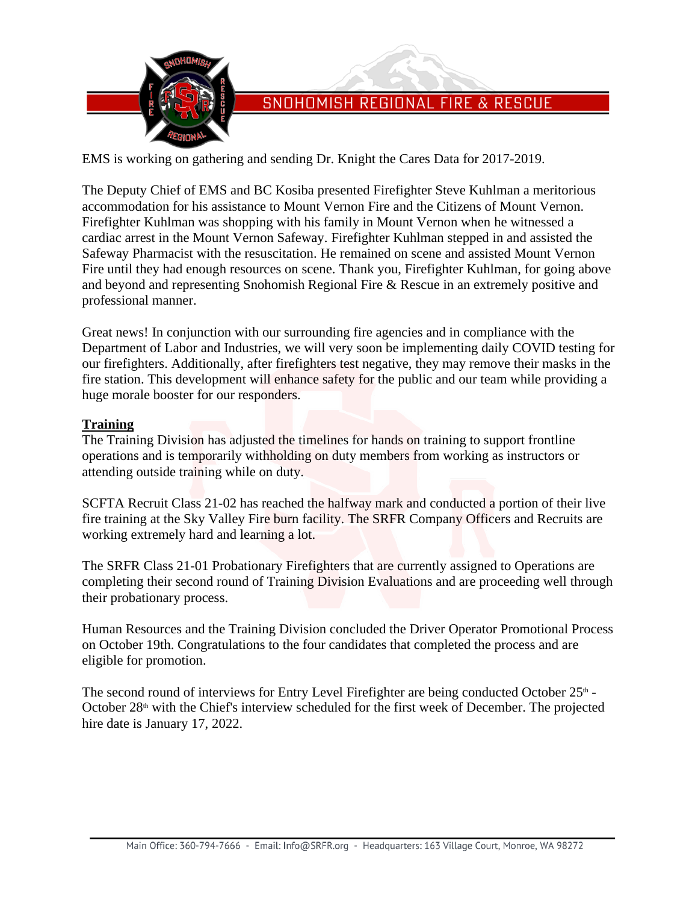EMS is working on gathering and sending Dr. Knight the Cares Data for 2017-2019.

The Deputy Chief of EMS and BC Kosiba presented Firefighter Steve Kuhlman a meritorious accommodation for his assistance to Mount Vernon Fire and the Citizens of Mount Vernon. Firefighter Kuhlman was shopping with his family in Mount Vernon when he witnessed a cardiac arrest in the Mount Vernon Safeway. Firefighter Kuhlman stepped in and assisted the Safeway Pharmacist with the resuscitation. He remained on scene and assisted Mount Vernon Fire until they had enough resources on scene. Thank you, Firefighter Kuhlman, for going above and beyond and representing Snohomish Regional Fire & Rescue in an extremely positive and professional manner.

Great news! In conjunction with our surrounding fire agencies and in compliance with the Department of Labor and Industries, we will very soon be implementing daily COVID testing for our firefighters. Additionally, after firefighters test negative, they may remove their masks in the fire station. This development will enhance safety for the public and our team while providing a huge morale booster for our responders.

**Training**

The Training Division has adjusted the timelines for hands on training to support frontline operations and is temporarily withholding on duty members from working as instructors or attending outside training while on duty.

SCFTA Recruit Class 21-02 has reached the halfway mark and conducted a portion of their live fire training at the Sky Valley Fire burn facility. The SRFR Company Officers and Recruits are working extremely hard and learning a lot.

The SRFR Class 21-01 Probationary Firefighters that are currently assigned to Operations are completing their second round of Training Division Evaluations and are proceeding well through their probationary process.

Human Resources and the Training Division concluded the Driver Operator Promotional Process on October 19th. Congratulations to the four candidates that completed the process and are eligible for promotion.

The second round of interviews for Entry Level Firefighter are being conducted October 25th - October 28th with the Chief's interview scheduled for the first week of December. The projected hire date is January 17, 2022.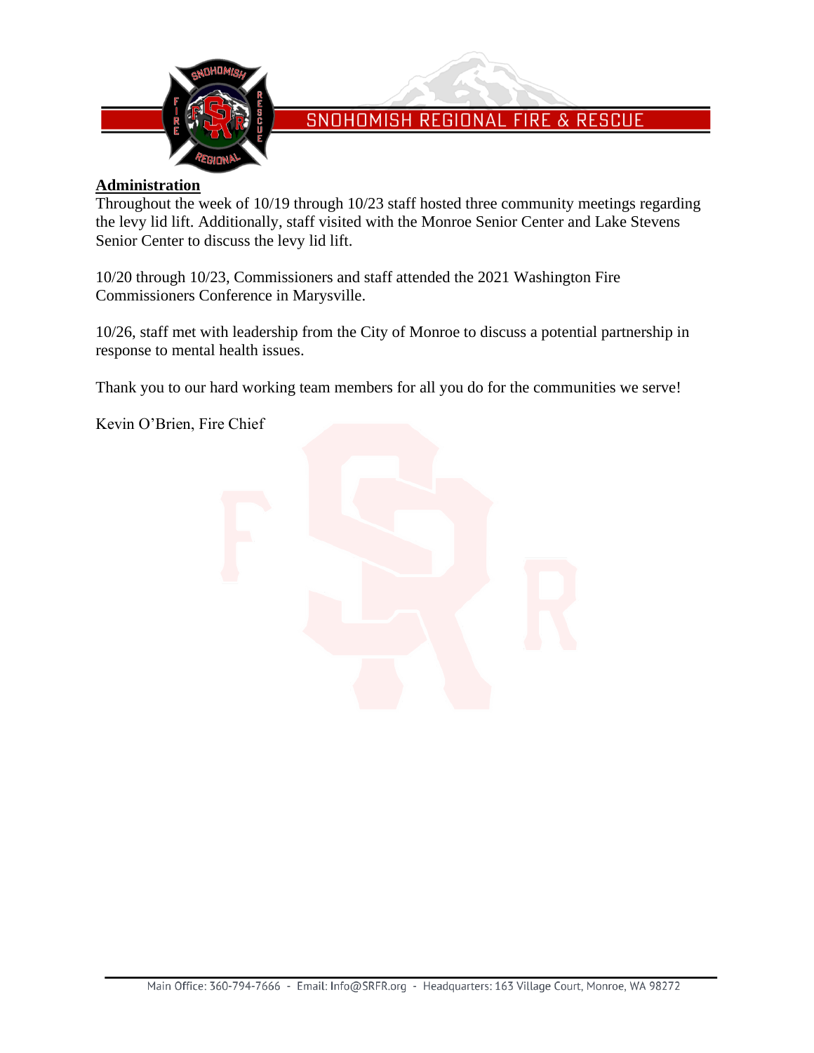## Administration

Throughout the week of 10/19 through 10/23 staff hosted three community meetings regarding the levy lid lift. Additionally, staff visited with the Monroe Senior Center and Lake Stevens Senior Center to discuss the levy lid lift.

10/20 through 10/23, Commissioners and staff attended the 2021 Washington Fire Commissioners Conference in Marysville.

10/26, staff met with leadership from the City of Monroe to discuss a potential partnership in response to mental health issues.

Thank you to our hard working team members for all you do for the communities we serve!

Kevin O'Brien, Fire Chief